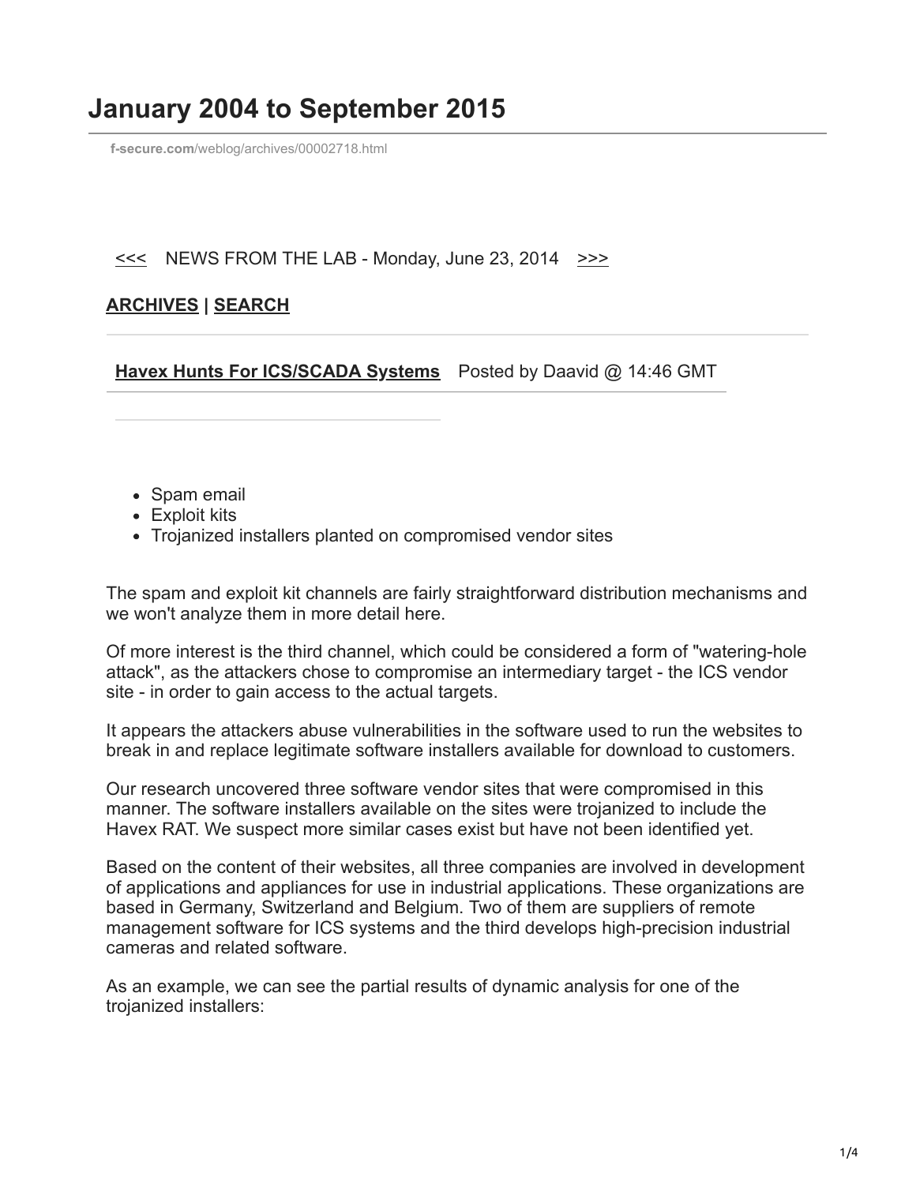# January 2004 to September 2015

f-secure.com/weblog/archives/00002718.html

<<< NEWS FROM THE LAB - Monday, June 23, 2014 >>>

**ARCHIVES | SEARCH**

**Havex Hunts For ICS/SCADA Systems** Posted by Daavid @ 14:46 GMT

- Spam email
- Exploit kits
- Trojanized installers planted on compromised vendor sites

The spam and exploit kit channels are fairly straightforward distribution mechanisms and we won't analyze them in more detail here.

Of more interest is the third channel, which could be considered a form of "watering-hole attack", as the attackers chose to compromise an intermediary target - the ICS vendor site - in order to gain access to the actual targets.

It appears the attackers abuse vulnerabilities in the software used to run the websites to break in and replace legitimate software installers available for download to customers.

Our research uncovered three software vendor sites that were compromised in this manner. The software installers available on the sites were trojanized to include the Havex RAT. We suspect more similar cases exist but have not been identified yet.

Based on the content of their websites, all three companies are involved in development of applications and appliances for use in industrial applications. These organizations are based in Germany, Switzerland and Belgium. Two of them are suppliers of remote management software for ICS systems and the third develops high-precision industrial cameras and related software.

As an example, we can see the partial results of dynamic analysis for one of the trojanized installers: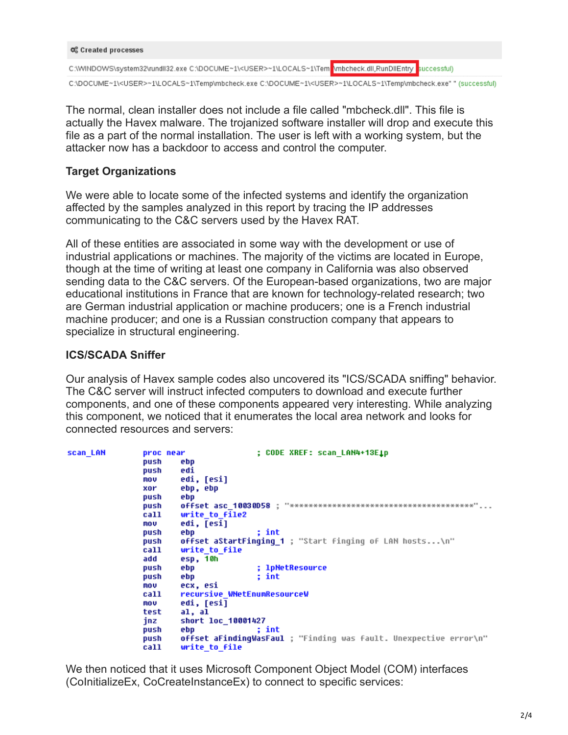**Created processes**

C:\WINDOWS\system32\rundll32.exe C:\DOCUME~1\<USER>~1\LOCALS~1\Temp\mbcheck.dll,RunDllEntry (successful)

C:\DOCUME~1\<USER>~1\LOCALS~1\Temp\mbcheck.exe C:\DOCUME~1\<USER>~1\LOCALS~1\Temp\mbcheck.exe" " (successful)

The normal, clean installer does not include a file called "mbcheck.dll". This file is actually the Havex malware. The trojanized software installer will drop and execute this file as a part of the normal installation. The user is left with a working system, but the attacker now has a backdoor to access and control the computer.

### Target Organizations

We were able to locate some of the infected systems and identify the organization affected by the samples analyzed in this report by tracing the IP addresses communicating to the C&C servers used by the Havex RAT.

All of these entities are associated in some way with the development or use of industrial applications or machines. The majority of the victims are located in Europe, though at the time of writing at least one company in California was also observed sending data to the C&C servers. Of the European-based organizations, two are major educational institutions in France that are known for technology-related research; two are German industrial application or machine producers; one is a French industrial machine producer; and one is a Russian construction company that appears to specialize in structural engineering.

### ICS/SCADA Sniffer

Our analysis of Havex sample codes also uncovered its "ICS/SCADA sniffing" behavior. The C&C server will instruct infected computers to download and execute further components, and one of these components appeared very interesting. While analyzing this component, we noticed that it enumerates the local area network and looks for connected resources and servers:

```
scan_LAN        proc near               ; CODE XREF: scan_LAN4+13E↓p
                push    ebp
                push    edi
                mov     edi, [esi]
                xor     ebp, ebp
                push    ebp
                push    offset asc_10030D58 ; "****************************************"...
                call    write_to_file2
                mov     edi, [esi]
                push    ebp             ; int
                push    offset aStartFinging_1 ; "Start finging of LAN hosts...\n"
                call    write_to_file
                add     esp, 10h
                push    ebp             ; lpNetResource
                push    ebp             ; int
                mov     ecx, esi
                call    recursive_WNetEnumResourceW
                mov     edi, [esi]
                test    al, al
                jnz     short loc_10001427
                push    ebp             ; int
                push    offset aFindingWasFaul ; "Finding was fault. Unexpective error\n"
                call    write_to_file
```

We then noticed that it uses Microsoft Component Object Model (COM) interfaces (CoInitializeEx, CoCreateInstanceEx) to connect to specific services: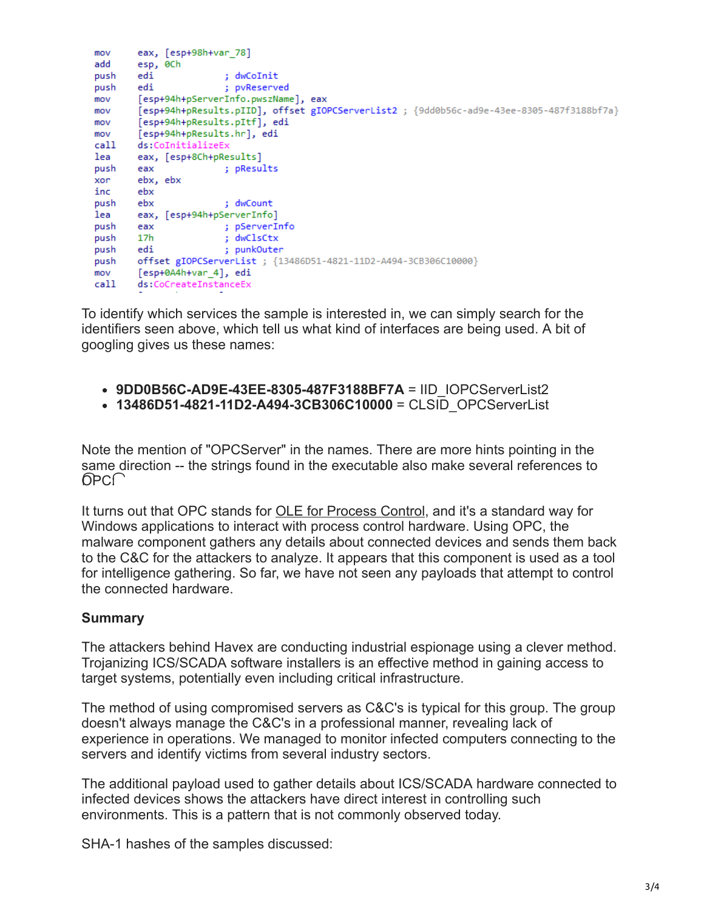```
mov     eax, [esp+98h+var_78]
add     esp, 0Ch
push    edi             ; dwCoInit
push    edi             ; pvReserved
mov     [esp+94h+pServerInfo.pwszName], eax
mov     [esp+94h+pResults.pIID], offset gIOPCServerList2 ; {9dd0b56c-ad9e-43ee-8305-487f3188bf7a}
mov     [esp+94h+pResults.pItf], edi
mov     [esp+94h+pResults.hr], edi
call    ds:CoInitializeEx
lea     eax, [esp+8Ch+pResults]
push    eax             ; pResults
xor     ebx, ebx
inc     ebx
push    ebx             ; dwCount
lea     eax, [esp+94h+pServerInfo]
push    eax             ; pServerInfo
push    17h             ; dwClsCtx
push    edi             ; punkOuter
push    offset gIOPCServerList ; {13486D51-4821-11D2-A494-3CB306C10000}
mov     [esp+0A4h+var_4], edi
call    ds:CoCreateInstanceEx
```

To identify which services the sample is interested in, we can simply search for the identifiers seen above, which tell us what kind of interfaces are being used. A bit of googling gives us these names:

- **9DD0B56C-AD9E-43EE-8305-487F3188BF7A** = IID_IOPCServerList2
- **13486D51-4821-11D2-A494-3CB306C10000** = CLSID_OPCServerList

Note the mention of "OPCServer" in the names. There are more hints pointing in the same direction -- the strings found in the executable also make several references to OPC.

It turns out that OPC stands for OLE for Process Control, and it's a standard way for Windows applications to interact with process control hardware. Using OPC, the malware component gathers any details about connected devices and sends them back to the C&C for the attackers to analyze. It appears that this component is used as a tool for intelligence gathering. So far, we have not seen any payloads that attempt to control the connected hardware.

**Summary**

The attackers behind Havex are conducting industrial espionage using a clever method. Trojanizing ICS/SCADA software installers is an effective method in gaining access to target systems, potentially even including critical infrastructure.

The method of using compromised servers as C&C's is typical for this group. The group doesn't always manage the C&C's in a professional manner, revealing lack of experience in operations. We managed to monitor infected computers connecting to the servers and identify victims from several industry sectors.

The additional payload used to gather details about ICS/SCADA hardware connected to infected devices shows the attackers have direct interest in controlling such environments. This is a pattern that is not commonly observed today.

SHA-1 hashes of the samples discussed: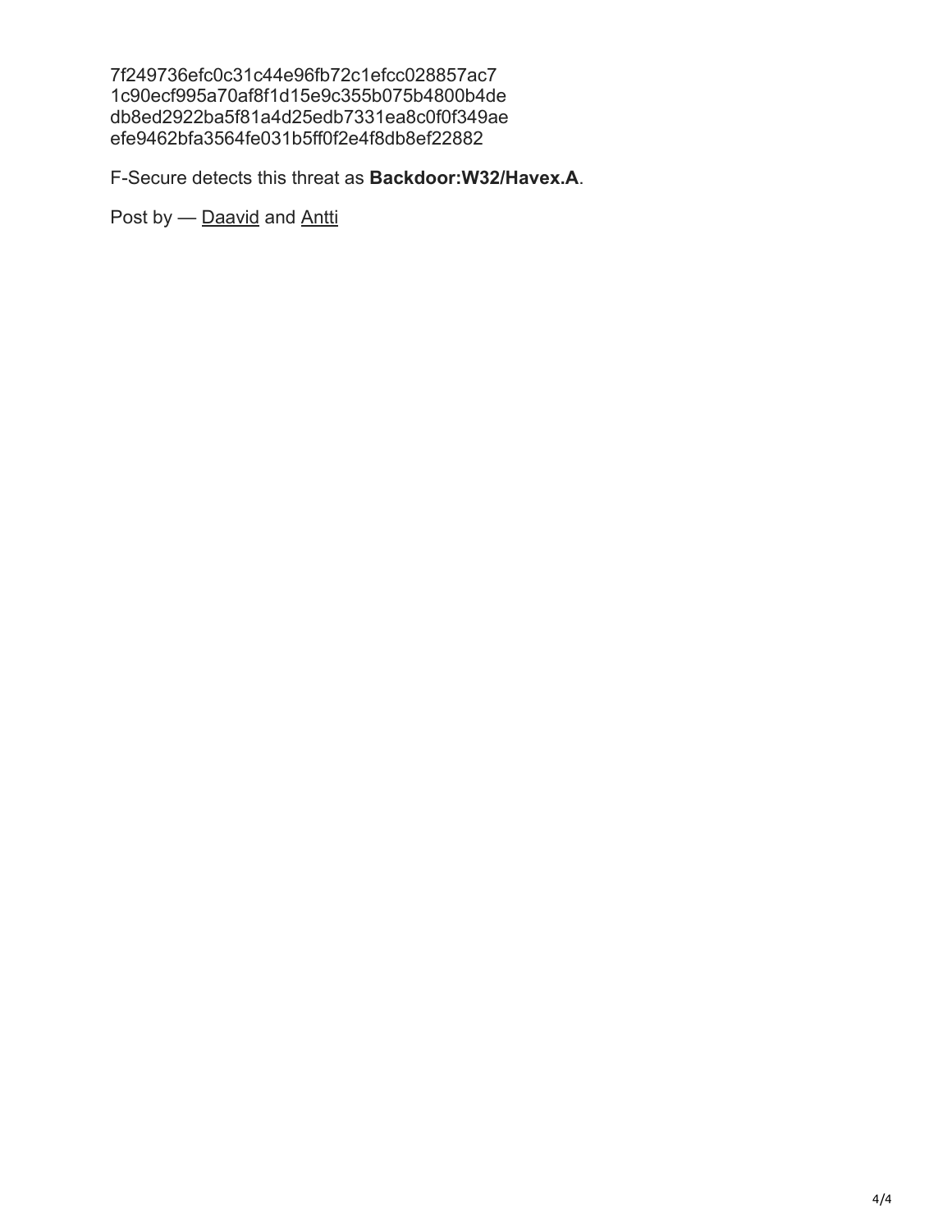7f249736efc0c31c44e96fb72c1efcc028857ac7
1c90ecf995a70af8f1d15e9c355b075b4800b4de
db8ed2922ba5f81a4d25edb7331ea8c0f0f349ae
efe9462bfa3564fe031b5ff0f2e4f8db8ef22882

F-Secure detects this threat as **Backdoor:W32/Havex.A**.

Post by — Daavid and Antti